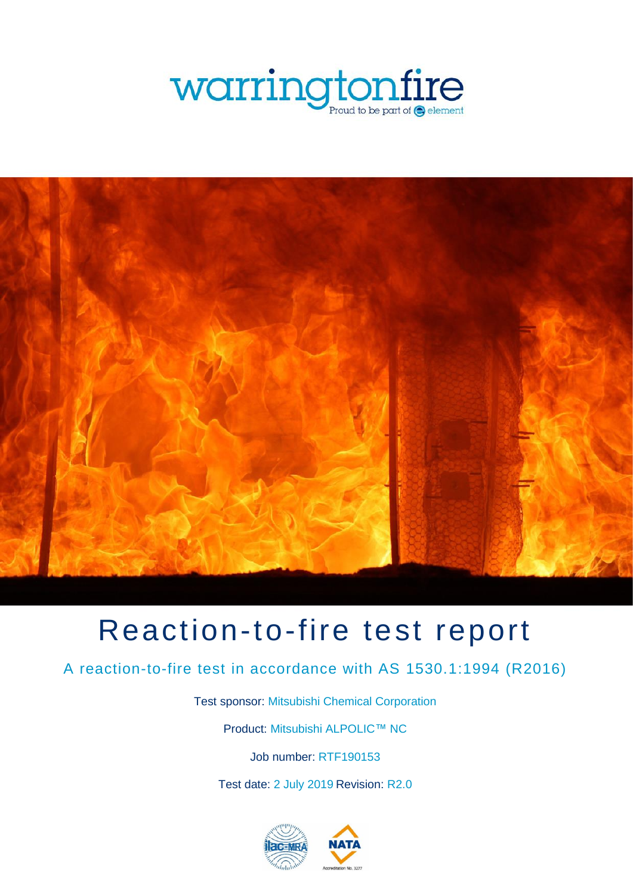warringtonfire

Proud to be part of element

# Reaction-to-fire test report

## A reaction-to-fire test in accordance with AS 1530.1:1994 (R2016)

Test sponsor: Mitsubishi Chemical Corporation

Product: Mitsubishi ALPOLIC™ NC

Job number: RTF190153

Test date: 2 July 2019 Revision: R2.0

ilac-MRA NATA Accreditation No. 3277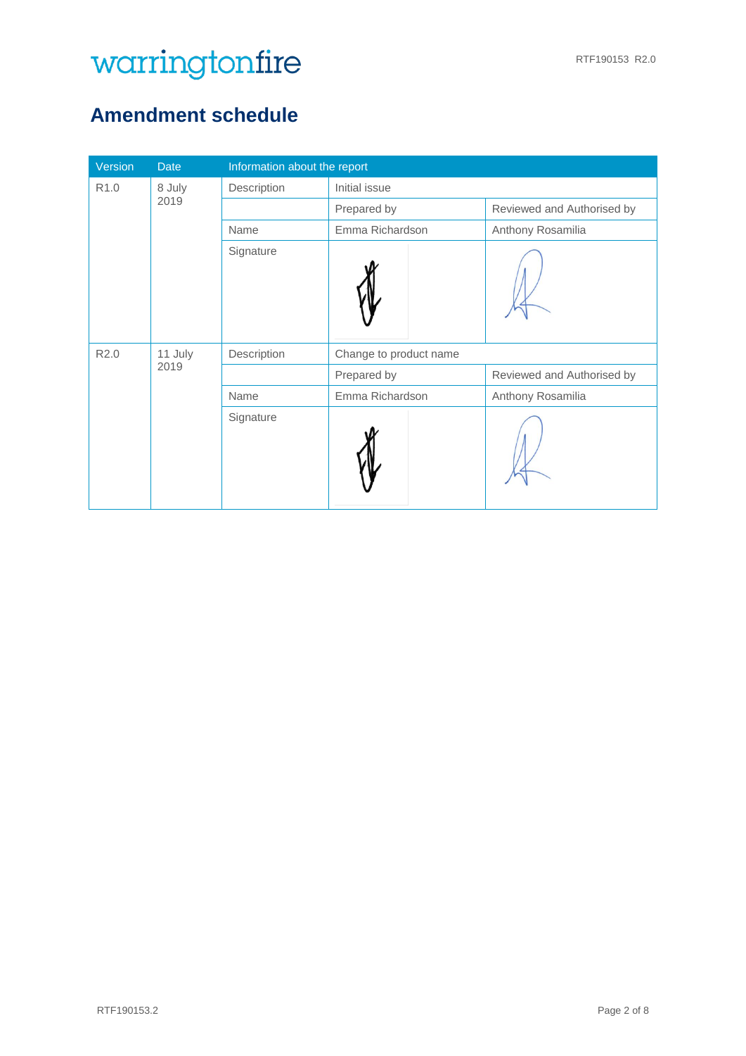# Amendment schedule

| Version | Date | Information about the report | | |
|---|---|---|---|---|
| R1.0 | 8 July 2019 | Description | Initial issue | |
| | | | Prepared by | Reviewed and Authorised by |
| | | Name | Emma Richardson | Anthony Rosamilia |
| | | Signature | | |
| R2.0 | 11 July 2019 | Description | Change to product name | |
| | | | Prepared by | Reviewed and Authorised by |
| | | Name | Emma Richardson | Anthony Rosamilia |
| | | Signature | | |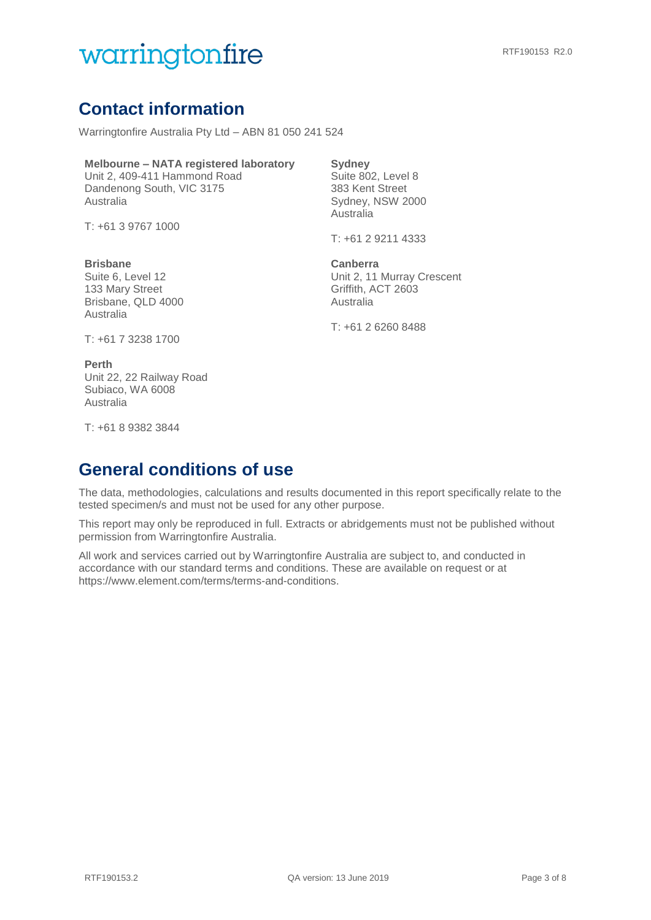## Contact information

Warringtonfire Australia Pty Ltd – ABN 81 050 241 524

**Melbourne – NATA registered laboratory**
Unit 2, 409-411 Hammond Road
Dandenong South, VIC 3175
Australia

T: +61 3 9767 1000

**Sydney**
Suite 802, Level 8
383 Kent Street
Sydney, NSW 2000
Australia

T: +61 2 9211 4333

**Brisbane**
Suite 6, Level 12
133 Mary Street
Brisbane, QLD 4000
Australia

T: +61 7 3238 1700

**Canberra**
Unit 2, 11 Murray Crescent
Griffith, ACT 2603
Australia

T: +61 2 6260 8488

**Perth**
Unit 22, 22 Railway Road
Subiaco, WA 6008
Australia

T: +61 8 9382 3844

## General conditions of use

The data, methodologies, calculations and results documented in this report specifically relate to the tested specimen/s and must not be used for any other purpose.

This report may only be reproduced in full. Extracts or abridgements must not be published without permission from Warringtonfire Australia.

All work and services carried out by Warringtonfire Australia are subject to, and conducted in accordance with our standard terms and conditions. These are available on request or at https://www.element.com/terms/terms-and-conditions.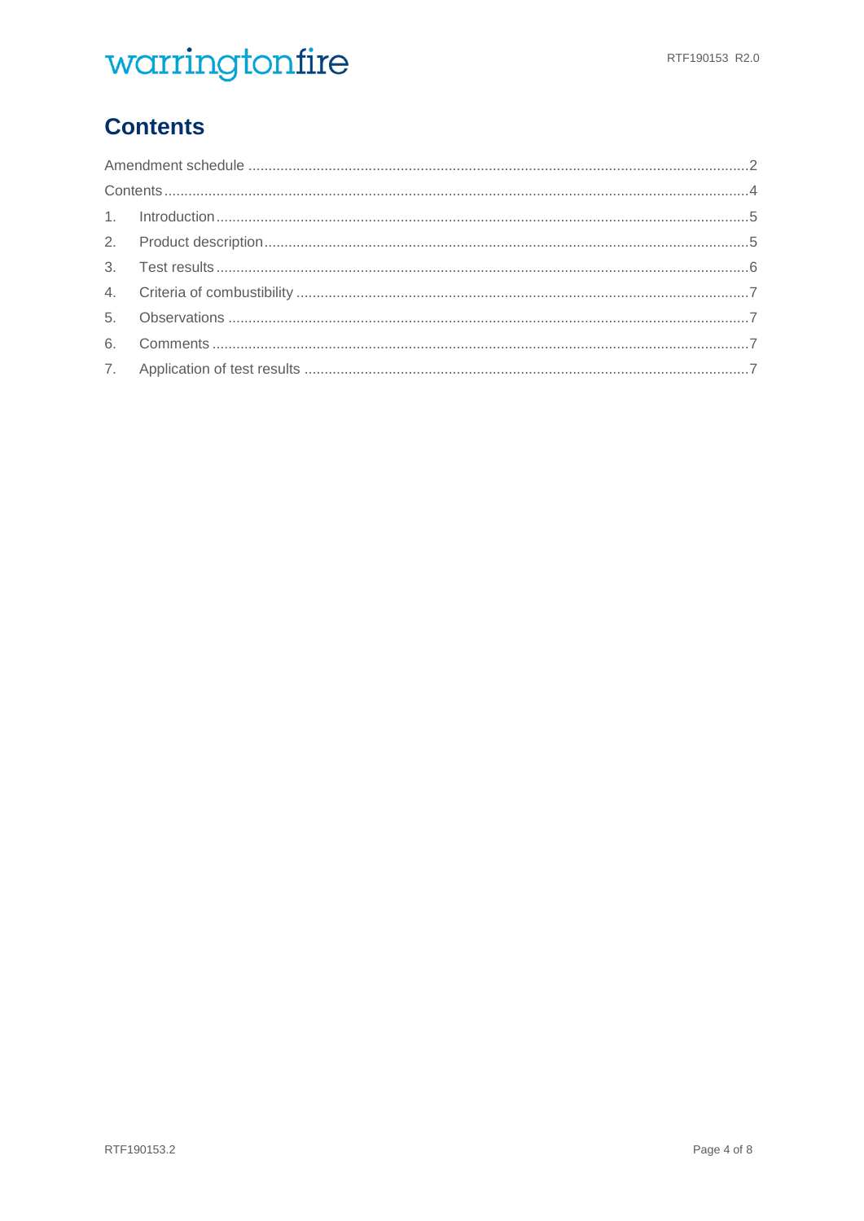# Contents

Amendment schedule ....................................................................................................................2
Contents ......................................................................................................................................4
1. Introduction .............................................................................................................................5
2. Product description .................................................................................................................5
3. Test results ..............................................................................................................................6
4. Criteria of combustibility ..........................................................................................................7
5. Observations ...........................................................................................................................7
6. Comments ...............................................................................................................................7
7. Application of test results ........................................................................................................7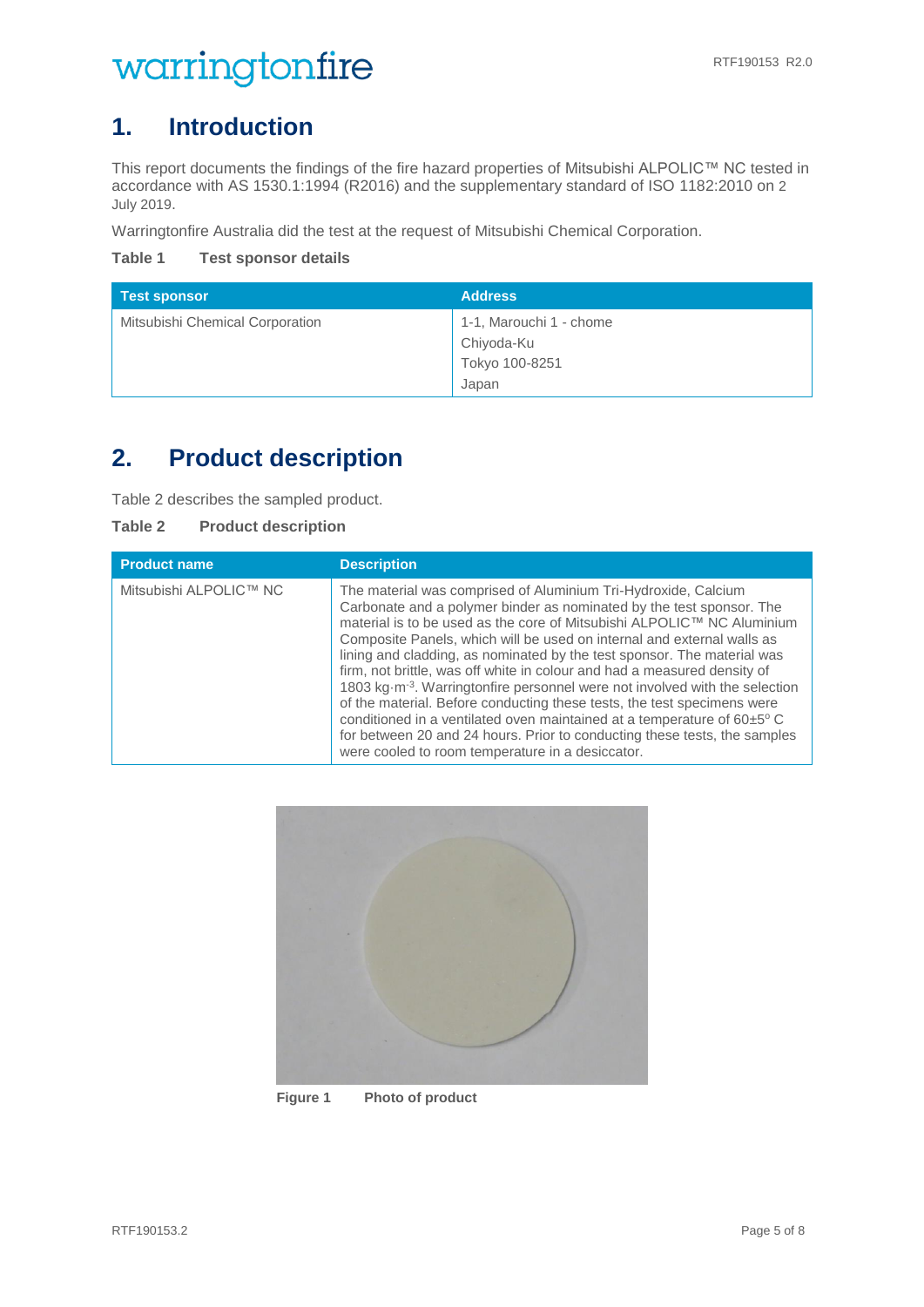# 1. Introduction

This report documents the findings of the fire hazard properties of Mitsubishi ALPOLIC™ NC tested in accordance with AS 1530.1:1994 (R2016) and the supplementary standard of ISO 1182:2010 on 2 July 2019.

Warringtonfire Australia did the test at the request of Mitsubishi Chemical Corporation.

**Table 1 Test sponsor details**

| Test sponsor | Address |
| --- | --- |
| Mitsubishi Chemical Corporation | 1-1, Marouchi 1 - chome<br>Chiyoda-Ku<br>Tokyo 100-8251<br>Japan |

# 2. Product description

Table 2 describes the sampled product.

**Table 2 Product description**

| Product name | Description |
| --- | --- |
| Mitsubishi ALPOLIC™ NC | The material was comprised of Aluminium Tri-Hydroxide, Calcium Carbonate and a polymer binder as nominated by the test sponsor. The material is to be used as the core of Mitsubishi ALPOLIC™ NC Aluminium Composite Panels, which will be used on internal and external walls as lining and cladding, as nominated by the test sponsor. The material was firm, not brittle, was off white in colour and had a measured density of 1803 $kg \cdot m^{-3}$. Warringtonfire personnel were not involved with the selection of the material. Before conducting these tests, the test specimens were conditioned in a ventilated oven maintained at a temperature of 60±5° C for between 20 and 24 hours. Prior to conducting these tests, the samples were cooled to room temperature in a desiccator. |

**Figure 1 Photo of product**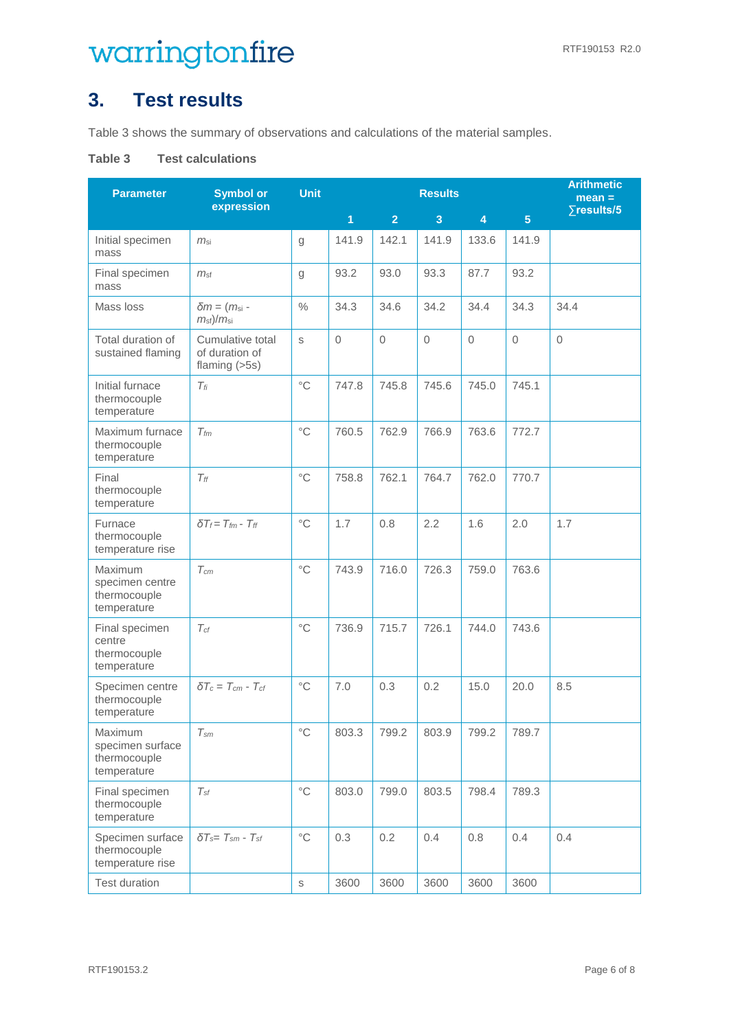# 3. Test results

Table 3 shows the summary of observations and calculations of the material samples.

**Table 3 Test calculations**

| Parameter | Symbol or expression | Unit | Results | | | | | Arithmetic mean = ∑results/5 |
|---|---|---|---|---|---|---|---|---|
| | | | 1 | 2 | 3 | 4 | 5 | |
| Initial specimen mass | $m_{si}$ | g | 141.9 | 142.1 | 141.9 | 133.6 | 141.9 | |
| Final specimen mass | $m_{sf}$ | g | 93.2 | 93.0 | 93.3 | 87.7 | 93.2 | |
| Mass loss | $\delta m = (m_{si} - m_{sf})/m_{si}$ | % | 34.3 | 34.6 | 34.2 | 34.4 | 34.3 | 34.4 |
| Total duration of sustained flaming | Cumulative total of duration of flaming (>5s) | s | 0 | 0 | 0 | 0 | 0 | 0 |
| Initial furnace thermocouple temperature | $T_{fi}$ | °C | 747.8 | 745.8 | 745.6 | 745.0 | 745.1 | |
| Maximum furnace thermocouple temperature | $T_{fm}$ | °C | 760.5 | 762.9 | 766.9 | 763.6 | 772.7 | |
| Final thermocouple temperature | $T_{ff}$ | °C | 758.8 | 762.1 | 764.7 | 762.0 | 770.7 | |
| Furnace thermocouple temperature rise | $\delta T_f = T_{fm} - T_{ff}$ | °C | 1.7 | 0.8 | 2.2 | 1.6 | 2.0 | 1.7 |
| Maximum specimen centre thermocouple temperature | $T_{cm}$ | °C | 743.9 | 716.0 | 726.3 | 759.0 | 763.6 | |
| Final specimen centre thermocouple temperature | $T_{cf}$ | °C | 736.9 | 715.7 | 726.1 | 744.0 | 743.6 | |
| Specimen centre thermocouple temperature rise | $\delta T_c = T_{cm} - T_{cf}$ | °C | 7.0 | 0.3 | 0.2 | 15.0 | 20.0 | 8.5 |
| Maximum specimen surface thermocouple temperature | $T_{sm}$ | °C | 803.3 | 799.2 | 803.9 | 799.2 | 789.7 | |
| Final specimen thermocouple temperature | $T_{sf}$ | °C | 803.0 | 799.0 | 803.5 | 798.4 | 789.3 | |
| Specimen surface thermocouple temperature rise | $\delta T_s = T_{sm} - T_{sf}$ | °C | 0.3 | 0.2 | 0.4 | 0.8 | 0.4 | 0.4 |
| Test duration | | s | 3600 | 3600 | 3600 | 3600 | 3600 | |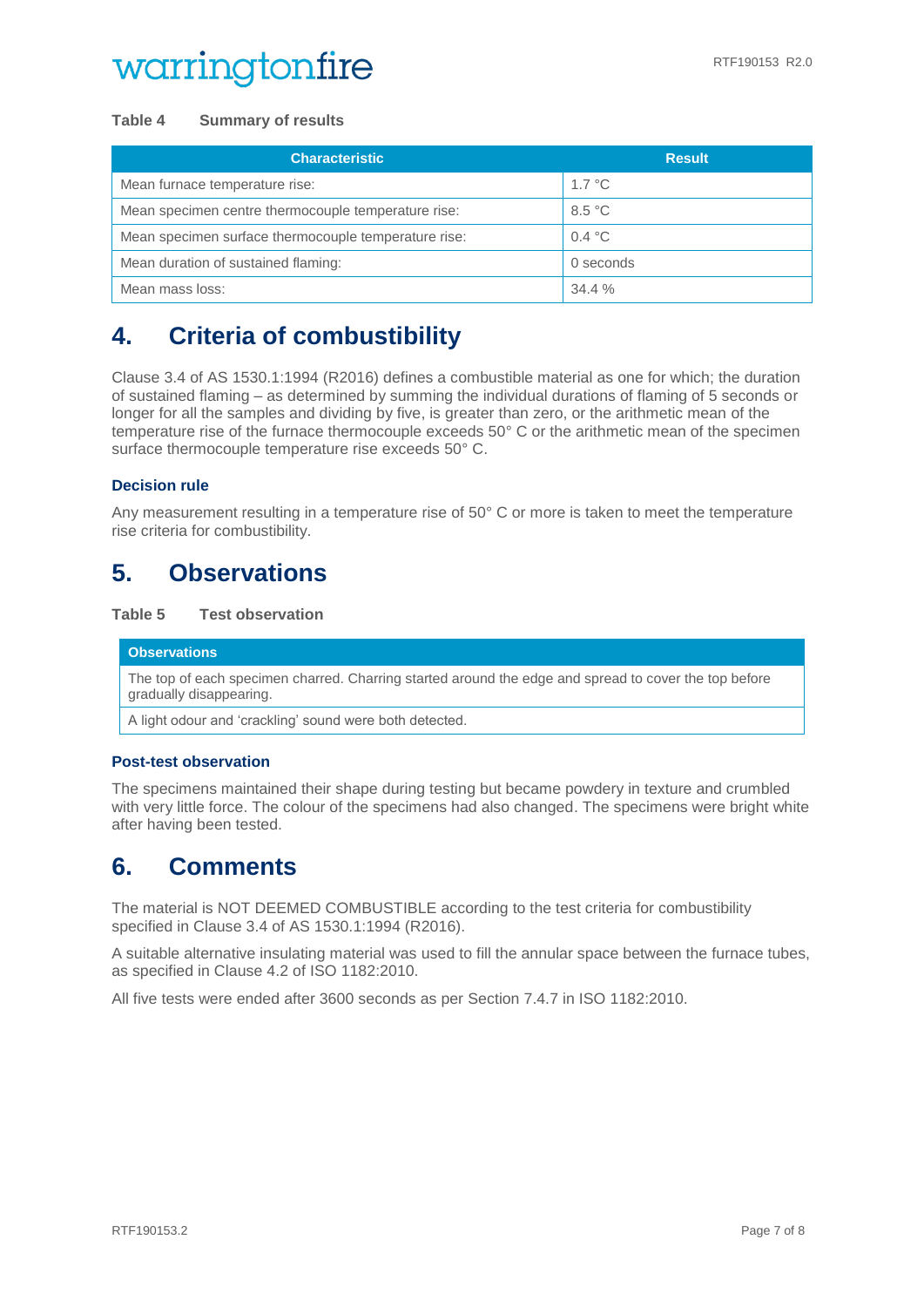**Table 4 Summary of results**

| Characteristic | Result |
| --- | --- |
| Mean furnace temperature rise: | 1.7 °C |
| Mean specimen centre thermocouple temperature rise: | 8.5 °C |
| Mean specimen surface thermocouple temperature rise: | 0.4 °C |
| Mean duration of sustained flaming: | 0 seconds |
| Mean mass loss: | 34.4 % |

# 4. Criteria of combustibility

Clause 3.4 of AS 1530.1:1994 (R2016) defines a combustible material as one for which; the duration of sustained flaming – as determined by summing the individual durations of flaming of 5 seconds or longer for all the samples and dividing by five, is greater than zero, or the arithmetic mean of the temperature rise of the furnace thermocouple exceeds 50° C or the arithmetic mean of the specimen surface thermocouple temperature rise exceeds 50° C.

### Decision rule

Any measurement resulting in a temperature rise of 50° C or more is taken to meet the temperature rise criteria for combustibility.

# 5. Observations

**Table 5 Test observation**

| Observations |
| --- |
| The top of each specimen charred. Charring started around the edge and spread to cover the top before gradually disappearing. |
| A light odour and 'crackling' sound were both detected. |

### Post-test observation

The specimens maintained their shape during testing but became powdery in texture and crumbled with very little force. The colour of the specimens had also changed. The specimens were bright white after having been tested.

# 6. Comments

The material is NOT DEEMED COMBUSTIBLE according to the test criteria for combustibility specified in Clause 3.4 of AS 1530.1:1994 (R2016).

A suitable alternative insulating material was used to fill the annular space between the furnace tubes, as specified in Clause 4.2 of ISO 1182:2010.

All five tests were ended after 3600 seconds as per Section 7.4.7 in ISO 1182:2010.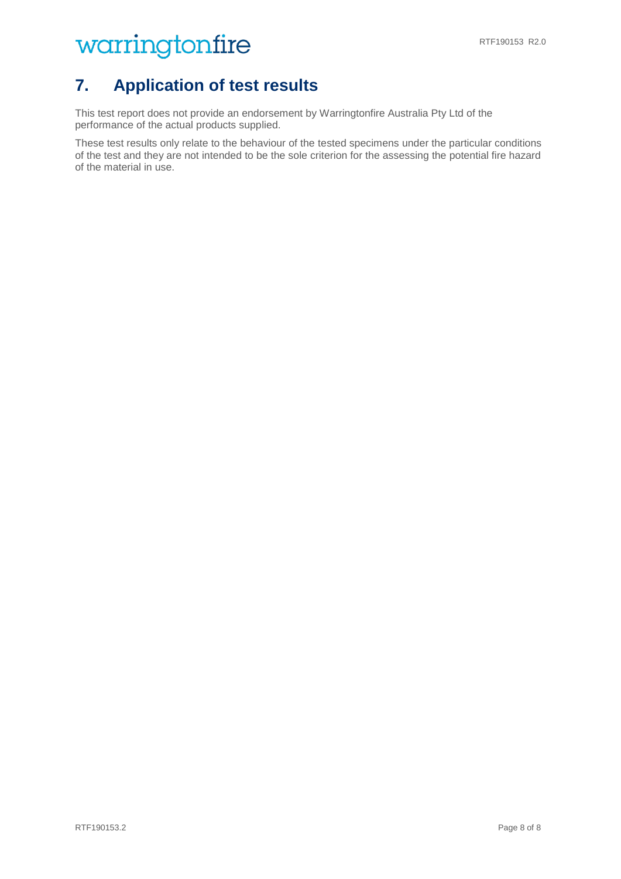## 7. Application of test results

This test report does not provide an endorsement by Warringtonfire Australia Pty Ltd of the performance of the actual products supplied.

These test results only relate to the behaviour of the tested specimens under the particular conditions of the test and they are not intended to be the sole criterion for the assessing the potential fire hazard of the material in use.